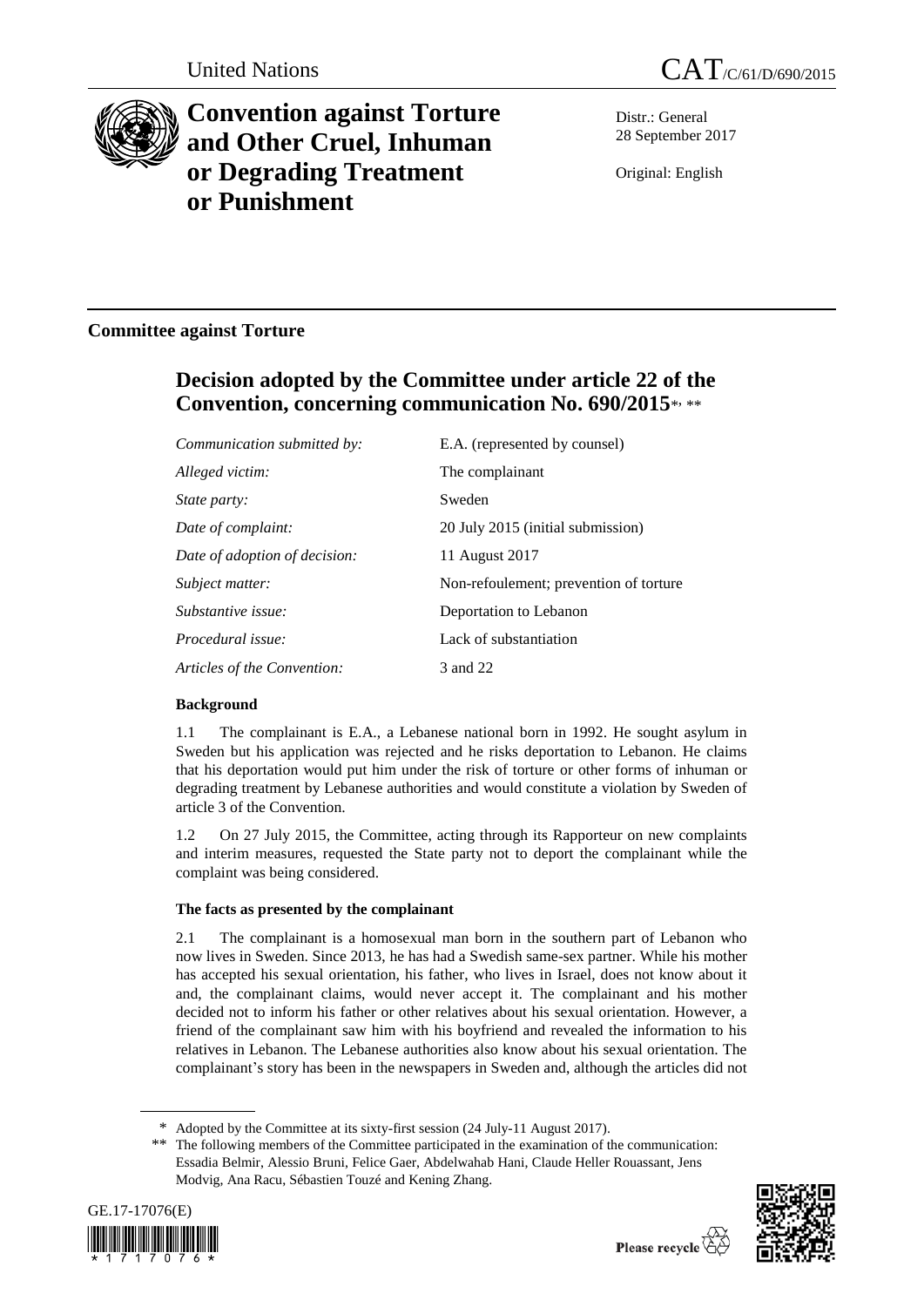United Nations

CAT/C/61/D/690/2015

# Convention against Torture and Other Cruel, Inhuman or Degrading Treatment or Punishment

Distr.: General
28 September 2017

Original: English

## Committee against Torture

## Decision adopted by the Committee under article 22 of the Convention, concerning communication No. 690/2015*, **

| | |
|---|---|
| *Communication submitted by:* | E.A. (represented by counsel) |
| *Alleged victim:* | The complainant |
| *State party:* | Sweden |
| *Date of complaint:* | 20 July 2015 (initial submission) |
| *Date of adoption of decision:* | 11 August 2017 |
| *Subject matter:* | Non-refoulement; prevention of torture |
| *Substantive issue:* | Deportation to Lebanon |
| *Procedural issue:* | Lack of substantiation |
| *Articles of the Convention:* | 3 and 22 |

### Background

1.1 The complainant is E.A., a Lebanese national born in 1992. He sought asylum in Sweden but his application was rejected and he risks deportation to Lebanon. He claims that his deportation would put him under the risk of torture or other forms of inhuman or degrading treatment by Lebanese authorities and would constitute a violation by Sweden of article 3 of the Convention.

1.2 On 27 July 2015, the Committee, acting through its Rapporteur on new complaints and interim measures, requested the State party not to deport the complainant while the complaint was being considered.

### The facts as presented by the complainant

2.1 The complainant is a homosexual man born in the southern part of Lebanon who now lives in Sweden. Since 2013, he has had a Swedish same-sex partner. While his mother has accepted his sexual orientation, his father, who lives in Israel, does not know about it and, the complainant claims, would never accept it. The complainant and his mother decided not to inform his father or other relatives about his sexual orientation. However, a friend of the complainant saw him with his boyfriend and revealed the information to his relatives in Lebanon. The Lebanese authorities also know about his sexual orientation. The complainant's story has been in the newspapers in Sweden and, although the articles did not

\* Adopted by the Committee at its sixty-first session (24 July-11 August 2017).

\*\* The following members of the Committee participated in the examination of the communication: Essadia Belmir, Alessio Bruni, Felice Gaer, Abdelwahab Hani, Claude Heller Rouassant, Jens Modvig, Ana Racu, Sébastien Touzé and Kening Zhang.

GE.17-17076(E)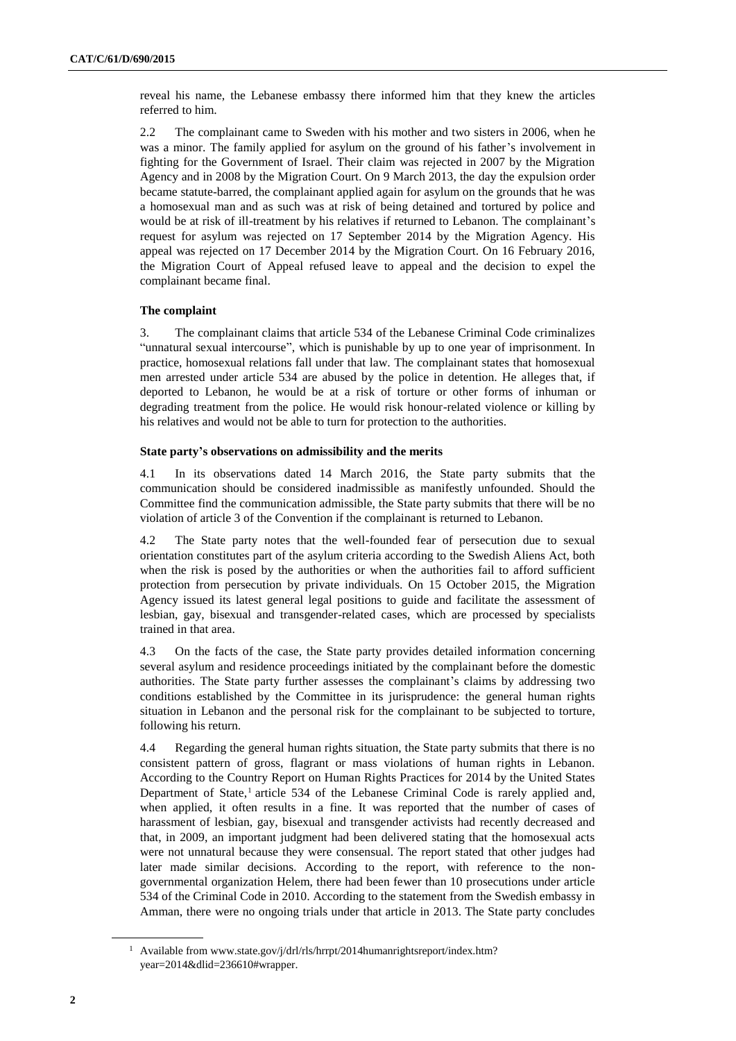reveal his name, the Lebanese embassy there informed him that they knew the articles referred to him.

2.2 The complainant came to Sweden with his mother and two sisters in 2006, when he was a minor. The family applied for asylum on the ground of his father's involvement in fighting for the Government of Israel. Their claim was rejected in 2007 by the Migration Agency and in 2008 by the Migration Court. On 9 March 2013, the day the expulsion order became statute-barred, the complainant applied again for asylum on the grounds that he was a homosexual man and as such was at risk of being detained and tortured by police and would be at risk of ill-treatment by his relatives if returned to Lebanon. The complainant's request for asylum was rejected on 17 September 2014 by the Migration Agency. His appeal was rejected on 17 December 2014 by the Migration Court. On 16 February 2016, the Migration Court of Appeal refused leave to appeal and the decision to expel the complainant became final.

### The complaint

3. The complainant claims that article 534 of the Lebanese Criminal Code criminalizes "unnatural sexual intercourse", which is punishable by up to one year of imprisonment. In practice, homosexual relations fall under that law. The complainant states that homosexual men arrested under article 534 are abused by the police in detention. He alleges that, if deported to Lebanon, he would be at a risk of torture or other forms of inhuman or degrading treatment from the police. He would risk honour-related violence or killing by his relatives and would not be able to turn for protection to the authorities.

### State party's observations on admissibility and the merits

4.1 In its observations dated 14 March 2016, the State party submits that the communication should be considered inadmissible as manifestly unfounded. Should the Committee find the communication admissible, the State party submits that there will be no violation of article 3 of the Convention if the complainant is returned to Lebanon.

4.2 The State party notes that the well-founded fear of persecution due to sexual orientation constitutes part of the asylum criteria according to the Swedish Aliens Act, both when the risk is posed by the authorities or when the authorities fail to afford sufficient protection from persecution by private individuals. On 15 October 2015, the Migration Agency issued its latest general legal positions to guide and facilitate the assessment of lesbian, gay, bisexual and transgender-related cases, which are processed by specialists trained in that area.

4.3 On the facts of the case, the State party provides detailed information concerning several asylum and residence proceedings initiated by the complainant before the domestic authorities. The State party further assesses the complainant's claims by addressing two conditions established by the Committee in its jurisprudence: the general human rights situation in Lebanon and the personal risk for the complainant to be subjected to torture, following his return.

4.4 Regarding the general human rights situation, the State party submits that there is no consistent pattern of gross, flagrant or mass violations of human rights in Lebanon. According to the Country Report on Human Rights Practices for 2014 by the United States Department of State,[1] article 534 of the Lebanese Criminal Code is rarely applied and, when applied, it often results in a fine. It was reported that the number of cases of harassment of lesbian, gay, bisexual and transgender activists had recently decreased and that, in 2009, an important judgment had been delivered stating that the homosexual acts were not unnatural because they were consensual. The report stated that other judges had later made similar decisions. According to the report, with reference to the non-governmental organization Helem, there had been fewer than 10 prosecutions under article 534 of the Criminal Code in 2010. According to the statement from the Swedish embassy in Amman, there were no ongoing trials under that article in 2013. The State party concludes

[1] Available from www.state.gov/j/drl/rls/hrrpt/2014humanrightsreport/index.htm?year=2014&dlid=236610#wrapper.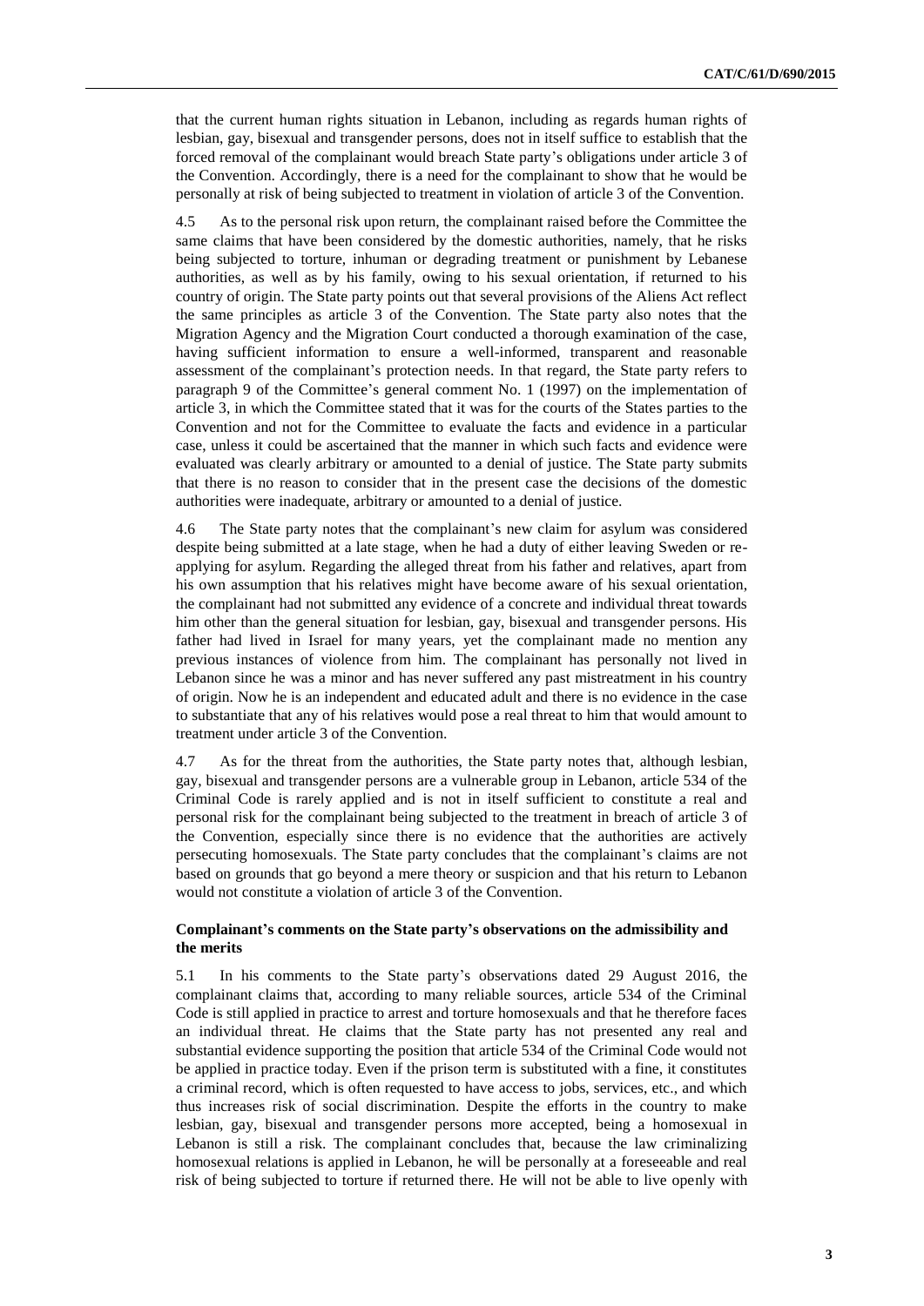that the current human rights situation in Lebanon, including as regards human rights of lesbian, gay, bisexual and transgender persons, does not in itself suffice to establish that the forced removal of the complainant would breach State party's obligations under article 3 of the Convention. Accordingly, there is a need for the complainant to show that he would be personally at risk of being subjected to treatment in violation of article 3 of the Convention.

4.5 As to the personal risk upon return, the complainant raised before the Committee the same claims that have been considered by the domestic authorities, namely, that he risks being subjected to torture, inhuman or degrading treatment or punishment by Lebanese authorities, as well as by his family, owing to his sexual orientation, if returned to his country of origin. The State party points out that several provisions of the Aliens Act reflect the same principles as article 3 of the Convention. The State party also notes that the Migration Agency and the Migration Court conducted a thorough examination of the case, having sufficient information to ensure a well-informed, transparent and reasonable assessment of the complainant's protection needs. In that regard, the State party refers to paragraph 9 of the Committee's general comment No. 1 (1997) on the implementation of article 3, in which the Committee stated that it was for the courts of the States parties to the Convention and not for the Committee to evaluate the facts and evidence in a particular case, unless it could be ascertained that the manner in which such facts and evidence were evaluated was clearly arbitrary or amounted to a denial of justice. The State party submits that there is no reason to consider that in the present case the decisions of the domestic authorities were inadequate, arbitrary or amounted to a denial of justice.

4.6 The State party notes that the complainant's new claim for asylum was considered despite being submitted at a late stage, when he had a duty of either leaving Sweden or re-applying for asylum. Regarding the alleged threat from his father and relatives, apart from his own assumption that his relatives might have become aware of his sexual orientation, the complainant had not submitted any evidence of a concrete and individual threat towards him other than the general situation for lesbian, gay, bisexual and transgender persons. His father had lived in Israel for many years, yet the complainant made no mention any previous instances of violence from him. The complainant has personally not lived in Lebanon since he was a minor and has never suffered any past mistreatment in his country of origin. Now he is an independent and educated adult and there is no evidence in the case to substantiate that any of his relatives would pose a real threat to him that would amount to treatment under article 3 of the Convention.

4.7 As for the threat from the authorities, the State party notes that, although lesbian, gay, bisexual and transgender persons are a vulnerable group in Lebanon, article 534 of the Criminal Code is rarely applied and is not in itself sufficient to constitute a real and personal risk for the complainant being subjected to the treatment in breach of article 3 of the Convention, especially since there is no evidence that the authorities are actively persecuting homosexuals. The State party concludes that the complainant's claims are not based on grounds that go beyond a mere theory or suspicion and that his return to Lebanon would not constitute a violation of article 3 of the Convention.

### Complainant's comments on the State party's observations on the admissibility and the merits

5.1 In his comments to the State party's observations dated 29 August 2016, the complainant claims that, according to many reliable sources, article 534 of the Criminal Code is still applied in practice to arrest and torture homosexuals and that he therefore faces an individual threat. He claims that the State party has not presented any real and substantial evidence supporting the position that article 534 of the Criminal Code would not be applied in practice today. Even if the prison term is substituted with a fine, it constitutes a criminal record, which is often requested to have access to jobs, services, etc., and which thus increases risk of social discrimination. Despite the efforts in the country to make lesbian, gay, bisexual and transgender persons more accepted, being a homosexual in Lebanon is still a risk. The complainant concludes that, because the law criminalizing homosexual relations is applied in Lebanon, he will be personally at a foreseeable and real risk of being subjected to torture if returned there. He will not be able to live openly with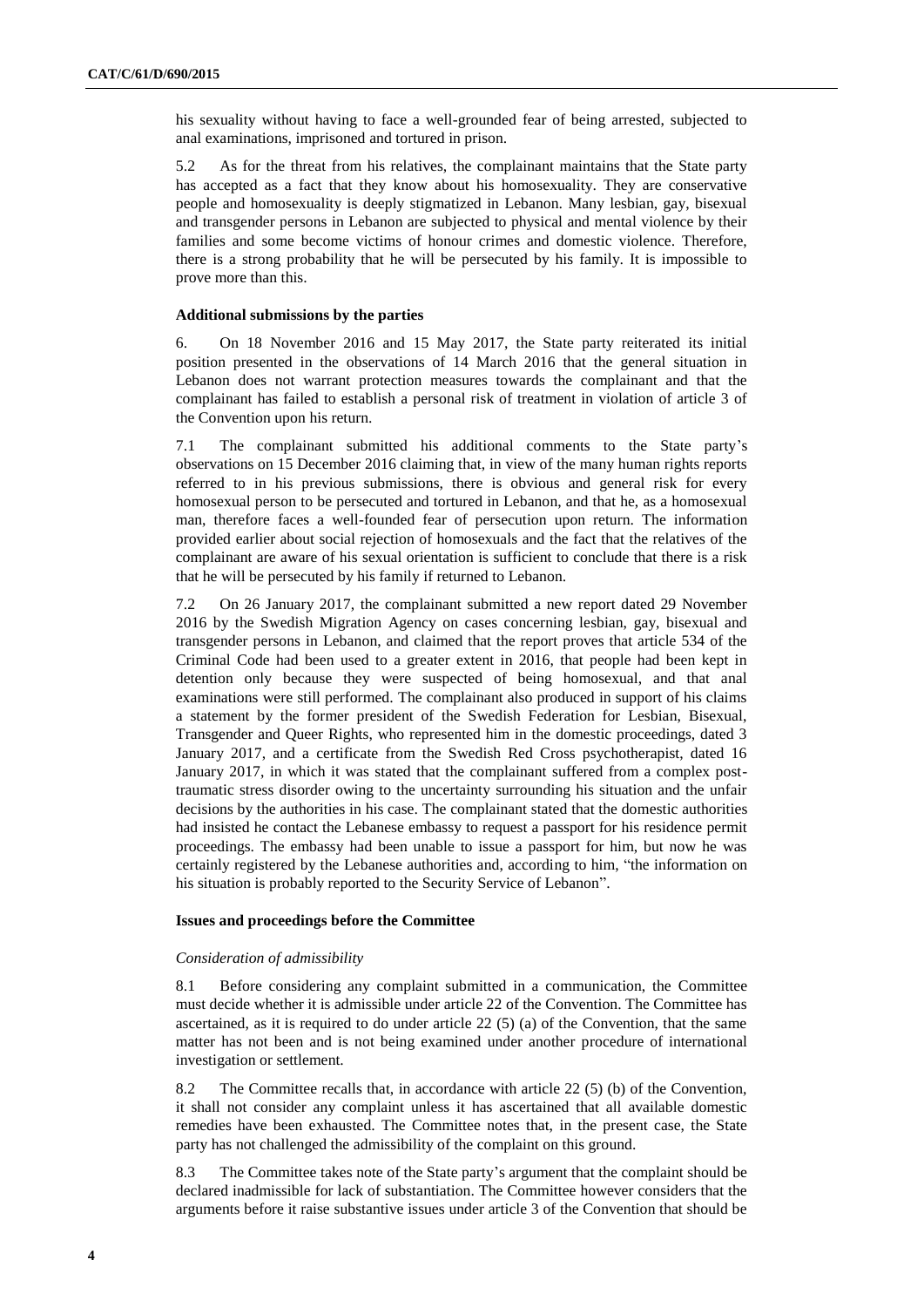his sexuality without having to face a well-grounded fear of being arrested, subjected to anal examinations, imprisoned and tortured in prison.

5.2 As for the threat from his relatives, the complainant maintains that the State party has accepted as a fact that they know about his homosexuality. They are conservative people and homosexuality is deeply stigmatized in Lebanon. Many lesbian, gay, bisexual and transgender persons in Lebanon are subjected to physical and mental violence by their families and some become victims of honour crimes and domestic violence. Therefore, there is a strong probability that he will be persecuted by his family. It is impossible to prove more than this.

### Additional submissions by the parties

6. On 18 November 2016 and 15 May 2017, the State party reiterated its initial position presented in the observations of 14 March 2016 that the general situation in Lebanon does not warrant protection measures towards the complainant and that the complainant has failed to establish a personal risk of treatment in violation of article 3 of the Convention upon his return.

7.1 The complainant submitted his additional comments to the State party's observations on 15 December 2016 claiming that, in view of the many human rights reports referred to in his previous submissions, there is obvious and general risk for every homosexual person to be persecuted and tortured in Lebanon, and that he, as a homosexual man, therefore faces a well-founded fear of persecution upon return. The information provided earlier about social rejection of homosexuals and the fact that the relatives of the complainant are aware of his sexual orientation is sufficient to conclude that there is a risk that he will be persecuted by his family if returned to Lebanon.

7.2 On 26 January 2017, the complainant submitted a new report dated 29 November 2016 by the Swedish Migration Agency on cases concerning lesbian, gay, bisexual and transgender persons in Lebanon, and claimed that the report proves that article 534 of the Criminal Code had been used to a greater extent in 2016, that people had been kept in detention only because they were suspected of being homosexual, and that anal examinations were still performed. The complainant also produced in support of his claims a statement by the former president of the Swedish Federation for Lesbian, Bisexual, Transgender and Queer Rights, who represented him in the domestic proceedings, dated 3 January 2017, and a certificate from the Swedish Red Cross psychotherapist, dated 16 January 2017, in which it was stated that the complainant suffered from a complex post-traumatic stress disorder owing to the uncertainty surrounding his situation and the unfair decisions by the authorities in his case. The complainant stated that the domestic authorities had insisted he contact the Lebanese embassy to request a passport for his residence permit proceedings. The embassy had been unable to issue a passport for him, but now he was certainly registered by the Lebanese authorities and, according to him, "the information on his situation is probably reported to the Security Service of Lebanon".

### Issues and proceedings before the Committee

*Consideration of admissibility*

8.1 Before considering any complaint submitted in a communication, the Committee must decide whether it is admissible under article 22 of the Convention. The Committee has ascertained, as it is required to do under article 22 (5) (a) of the Convention, that the same matter has not been and is not being examined under another procedure of international investigation or settlement.

8.2 The Committee recalls that, in accordance with article 22 (5) (b) of the Convention, it shall not consider any complaint unless it has ascertained that all available domestic remedies have been exhausted. The Committee notes that, in the present case, the State party has not challenged the admissibility of the complaint on this ground.

8.3 The Committee takes note of the State party's argument that the complaint should be declared inadmissible for lack of substantiation. The Committee however considers that the arguments before it raise substantive issues under article 3 of the Convention that should be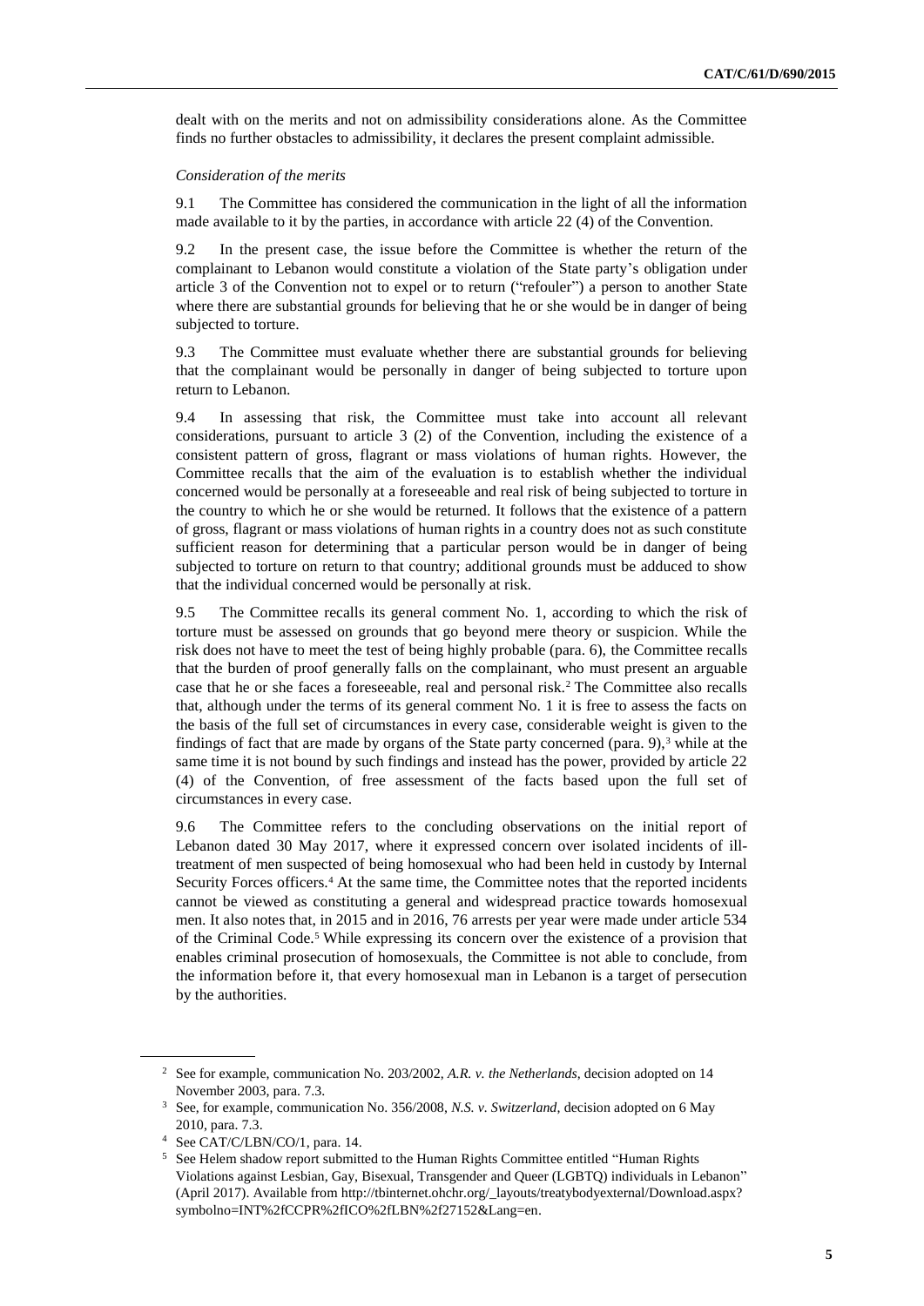dealt with on the merits and not on admissibility considerations alone. As the Committee finds no further obstacles to admissibility, it declares the present complaint admissible.

*Consideration of the merits*

9.1 The Committee has considered the communication in the light of all the information made available to it by the parties, in accordance with article 22 (4) of the Convention.

9.2 In the present case, the issue before the Committee is whether the return of the complainant to Lebanon would constitute a violation of the State party's obligation under article 3 of the Convention not to expel or to return ("refouler") a person to another State where there are substantial grounds for believing that he or she would be in danger of being subjected to torture.

9.3 The Committee must evaluate whether there are substantial grounds for believing that the complainant would be personally in danger of being subjected to torture upon return to Lebanon.

9.4 In assessing that risk, the Committee must take into account all relevant considerations, pursuant to article 3 (2) of the Convention, including the existence of a consistent pattern of gross, flagrant or mass violations of human rights. However, the Committee recalls that the aim of the evaluation is to establish whether the individual concerned would be personally at a foreseeable and real risk of being subjected to torture in the country to which he or she would be returned. It follows that the existence of a pattern of gross, flagrant or mass violations of human rights in a country does not as such constitute sufficient reason for determining that a particular person would be in danger of being subjected to torture on return to that country; additional grounds must be adduced to show that the individual concerned would be personally at risk.

9.5 The Committee recalls its general comment No. 1, according to which the risk of torture must be assessed on grounds that go beyond mere theory or suspicion. While the risk does not have to meet the test of being highly probable (para. 6), the Committee recalls that the burden of proof generally falls on the complainant, who must present an arguable case that he or she faces a foreseeable, real and personal risk.[2] The Committee also recalls that, although under the terms of its general comment No. 1 it is free to assess the facts on the basis of the full set of circumstances in every case, considerable weight is given to the findings of fact that are made by organs of the State party concerned (para. 9),[3] while at the same time it is not bound by such findings and instead has the power, provided by article 22 (4) of the Convention, of free assessment of the facts based upon the full set of circumstances in every case.

9.6 The Committee refers to the concluding observations on the initial report of Lebanon dated 30 May 2017, where it expressed concern over isolated incidents of ill-treatment of men suspected of being homosexual who had been held in custody by Internal Security Forces officers.[4] At the same time, the Committee notes that the reported incidents cannot be viewed as constituting a general and widespread practice towards homosexual men. It also notes that, in 2015 and in 2016, 76 arrests per year were made under article 534 of the Criminal Code.[5] While expressing its concern over the existence of a provision that enables criminal prosecution of homosexuals, the Committee is not able to conclude, from the information before it, that every homosexual man in Lebanon is a target of persecution by the authorities.

---

[2] See for example, communication No. 203/2002, *A.R. v. the Netherlands*, decision adopted on 14 November 2003, para. 7.3.

[3] See, for example, communication No. 356/2008, *N.S. v. Switzerland*, decision adopted on 6 May 2010, para. 7.3.

[4] See CAT/C/LBN/CO/1, para. 14.

[5] See Helem shadow report submitted to the Human Rights Committee entitled "Human Rights Violations against Lesbian, Gay, Bisexual, Transgender and Queer (LGBTQ) individuals in Lebanon" (April 2017). Available from http://tbinternet.ohchr.org/_layouts/treatybodyexternal/Download.aspx?symbolno=INT%2fCCPR%2fICO%2fLBN%2f27152&Lang=en.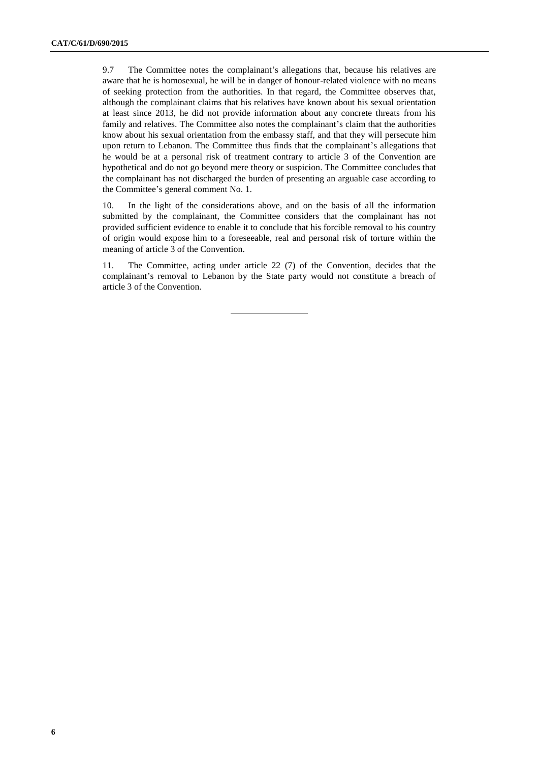9.7 The Committee notes the complainant's allegations that, because his relatives are aware that he is homosexual, he will be in danger of honour-related violence with no means of seeking protection from the authorities. In that regard, the Committee observes that, although the complainant claims that his relatives have known about his sexual orientation at least since 2013, he did not provide information about any concrete threats from his family and relatives. The Committee also notes the complainant's claim that the authorities know about his sexual orientation from the embassy staff, and that they will persecute him upon return to Lebanon. The Committee thus finds that the complainant's allegations that he would be at a personal risk of treatment contrary to article 3 of the Convention are hypothetical and do not go beyond mere theory or suspicion. The Committee concludes that the complainant has not discharged the burden of presenting an arguable case according to the Committee's general comment No. 1.

10. In the light of the considerations above, and on the basis of all the information submitted by the complainant, the Committee considers that the complainant has not provided sufficient evidence to enable it to conclude that his forcible removal to his country of origin would expose him to a foreseeable, real and personal risk of torture within the meaning of article 3 of the Convention.

11. The Committee, acting under article 22 (7) of the Convention, decides that the complainant's removal to Lebanon by the State party would not constitute a breach of article 3 of the Convention.